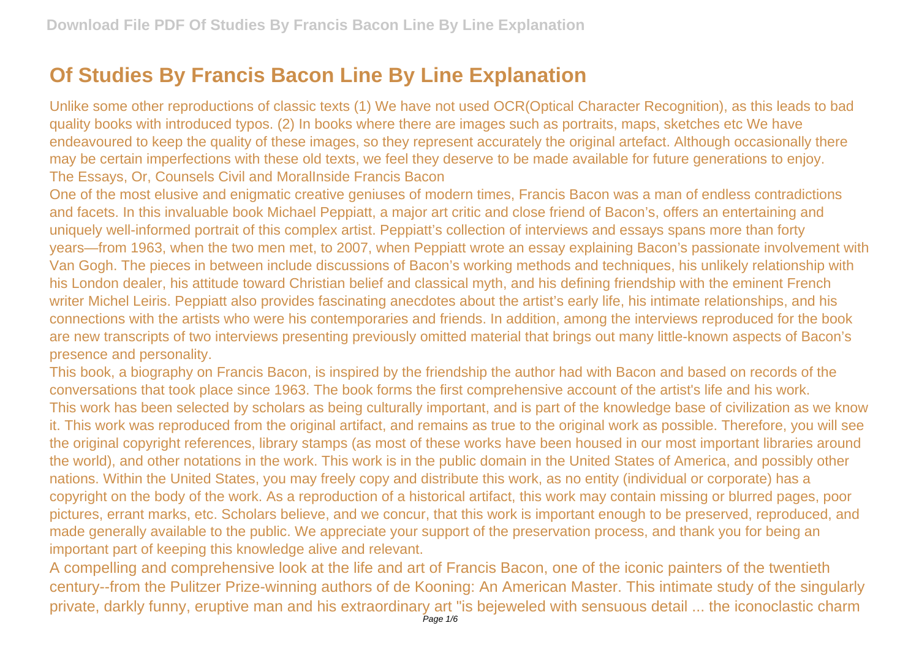# Of Studies By Francis Bacon Line By Line Explanation

Unlike some other reproductions of classic texts (1) We have not used OCR(Optical Character Recognition), as this leads to bad quality books with introduced typos. (2) In books where there are images such as portraits, maps, sketches etc We have endeavoured to keep the quality of these images, so they represent accurately the original artefact. Although occasionally there may be certain imperfections with these old texts, we feel they deserve to be made available for future generations to enjoy.

The Essays, Or, Counsels Civil and MoralInside Francis Bacon

One of the most elusive and enigmatic creative geniuses of modern times, Francis Bacon was a man of endless contradictions and facets. In this invaluable book Michael Peppiatt, a major art critic and close friend of Bacon's, offers an entertaining and uniquely well-informed portrait of this complex artist. Peppiatt's collection of interviews and essays spans more than forty years—from 1963, when the two men met, to 2007, when Peppiatt wrote an essay explaining Bacon's passionate involvement with Van Gogh. The pieces in between include discussions of Bacon's working methods and techniques, his unlikely relationship with his London dealer, his attitude toward Christian belief and classical myth, and his defining friendship with the eminent French writer Michel Leiris. Peppiatt also provides fascinating anecdotes about the artist's early life, his intimate relationships, and his connections with the artists who were his contemporaries and friends. In addition, among the interviews reproduced for the book are new transcripts of two interviews presenting previously omitted material that brings out many little-known aspects of Bacon's presence and personality.

This book, a biography on Francis Bacon, is inspired by the friendship the author had with Bacon and based on records of the conversations that took place since 1963. The book forms the first comprehensive account of the artist's life and his work.

This work has been selected by scholars as being culturally important, and is part of the knowledge base of civilization as we know it. This work was reproduced from the original artifact, and remains as true to the original work as possible. Therefore, you will see the original copyright references, library stamps (as most of these works have been housed in our most important libraries around the world), and other notations in the work. This work is in the public domain in the United States of America, and possibly other nations. Within the United States, you may freely copy and distribute this work, as no entity (individual or corporate) has a copyright on the body of the work. As a reproduction of a historical artifact, this work may contain missing or blurred pages, poor pictures, errant marks, etc. Scholars believe, and we concur, that this work is important enough to be preserved, reproduced, and made generally available to the public. We appreciate your support of the preservation process, and thank you for being an important part of keeping this knowledge alive and relevant.

A compelling and comprehensive look at the life and art of Francis Bacon, one of the iconic painters of the twentieth century--from the Pulitzer Prize-winning authors of de Kooning: An American Master. This intimate study of the singularly private, darkly funny, eruptive man and his extraordinary art "is bejeweled with sensuous detail ... the iconoclastic charm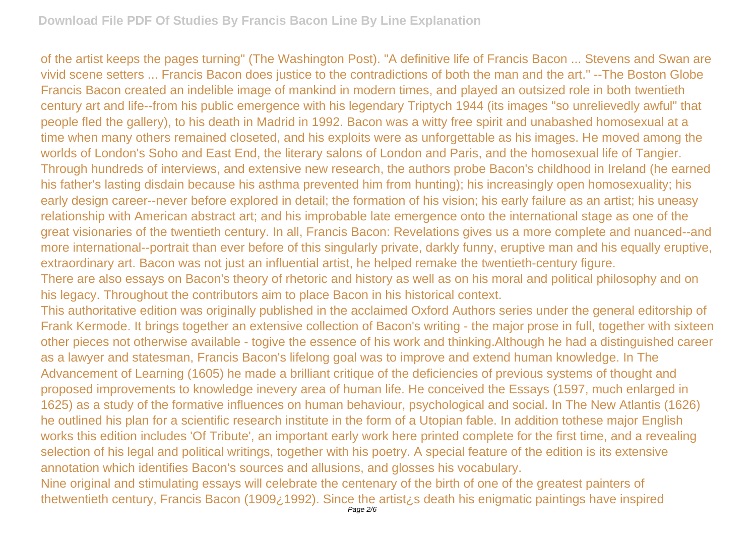of the artist keeps the pages turning" (The Washington Post). "A definitive life of Francis Bacon ... Stevens and Swan are vivid scene setters ... Francis Bacon does justice to the contradictions of both the man and the art." --The Boston Globe Francis Bacon created an indelible image of mankind in modern times, and played an outsized role in both twentieth century art and life--from his public emergence with his legendary Triptych 1944 (its images "so unrelievedly awful" that people fled the gallery), to his death in Madrid in 1992. Bacon was a witty free spirit and unabashed homosexual at a time when many others remained closeted, and his exploits were as unforgettable as his images. He moved among the worlds of London's Soho and East End, the literary salons of London and Paris, and the homosexual life of Tangier. Through hundreds of interviews, and extensive new research, the authors probe Bacon's childhood in Ireland (he earned his father's lasting disdain because his asthma prevented him from hunting); his increasingly open homosexuality; his early design career--never before explored in detail; the formation of his vision; his early failure as an artist; his uneasy relationship with American abstract art; and his improbable late emergence onto the international stage as one of the great visionaries of the twentieth century. In all, Francis Bacon: Revelations gives us a more complete and nuanced--and more international--portrait than ever before of this singularly private, darkly funny, eruptive man and his equally eruptive, extraordinary art. Bacon was not just an influential artist, he helped remake the twentieth-century figure.

There are also essays on Bacon's theory of rhetoric and history as well as on his moral and political philosophy and on his legacy. Throughout the contributors aim to place Bacon in his historical context.

This authoritative edition was originally published in the acclaimed Oxford Authors series under the general editorship of Frank Kermode. It brings together an extensive collection of Bacon's writing - the major prose in full, together with sixteen other pieces not otherwise available - togive the essence of his work and thinking.Although he had a distinguished career as a lawyer and statesman, Francis Bacon's lifelong goal was to improve and extend human knowledge. In The Advancement of Learning (1605) he made a brilliant critique of the deficiencies of previous systems of thought and proposed improvements to knowledge inevery area of human life. He conceived the Essays (1597, much enlarged in 1625) as a study of the formative influences on human behaviour, psychological and social. In The New Atlantis (1626) he outlined his plan for a scientific research institute in the form of a Utopian fable. In addition tothese major English works this edition includes 'Of Tribute', an important early work here printed complete for the first time, and a revealing selection of his legal and political writings, together with his poetry. A special feature of the edition is its extensive annotation which identifies Bacon's sources and allusions, and glosses his vocabulary.

Nine original and stimulating essays will celebrate the centenary of the birth of one of the greatest painters of thetwentieth century, Francis Bacon (1909¿1992). Since the artist¿s death his enigmatic paintings have inspired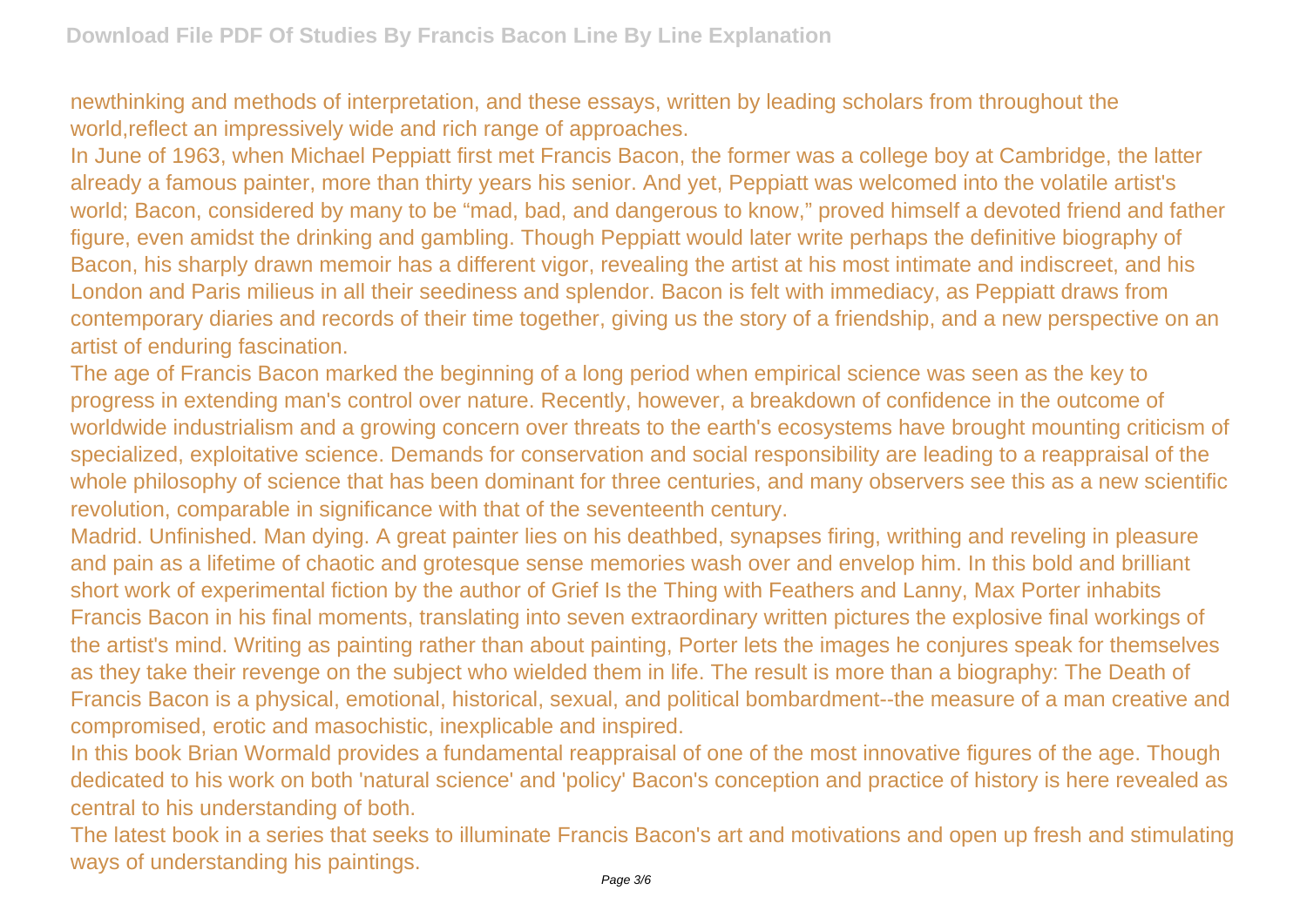newthinking and methods of interpretation, and these essays, written by leading scholars from throughout the world,reflect an impressively wide and rich range of approaches.

In June of 1963, when Michael Peppiatt first met Francis Bacon, the former was a college boy at Cambridge, the latter already a famous painter, more than thirty years his senior. And yet, Peppiatt was welcomed into the volatile artist's world; Bacon, considered by many to be "mad, bad, and dangerous to know," proved himself a devoted friend and father figure, even amidst the drinking and gambling. Though Peppiatt would later write perhaps the definitive biography of Bacon, his sharply drawn memoir has a different vigor, revealing the artist at his most intimate and indiscreet, and his London and Paris milieus in all their seediness and splendor. Bacon is felt with immediacy, as Peppiatt draws from contemporary diaries and records of their time together, giving us the story of a friendship, and a new perspective on an artist of enduring fascination.

The age of Francis Bacon marked the beginning of a long period when empirical science was seen as the key to progress in extending man's control over nature. Recently, however, a breakdown of confidence in the outcome of worldwide industrialism and a growing concern over threats to the earth's ecosystems have brought mounting criticism of specialized, exploitative science. Demands for conservation and social responsibility are leading to a reappraisal of the whole philosophy of science that has been dominant for three centuries, and many observers see this as a new scientific revolution, comparable in significance with that of the seventeenth century.

Madrid. Unfinished. Man dying. A great painter lies on his deathbed, synapses firing, writhing and reveling in pleasure and pain as a lifetime of chaotic and grotesque sense memories wash over and envelop him. In this bold and brilliant short work of experimental fiction by the author of Grief Is the Thing with Feathers and Lanny, Max Porter inhabits Francis Bacon in his final moments, translating into seven extraordinary written pictures the explosive final workings of the artist's mind. Writing as painting rather than about painting, Porter lets the images he conjures speak for themselves as they take their revenge on the subject who wielded them in life. The result is more than a biography: The Death of Francis Bacon is a physical, emotional, historical, sexual, and political bombardment--the measure of a man creative and compromised, erotic and masochistic, inexplicable and inspired.

In this book Brian Wormald provides a fundamental reappraisal of one of the most innovative figures of the age. Though dedicated to his work on both 'natural science' and 'policy' Bacon's conception and practice of history is here revealed as central to his understanding of both.

The latest book in a series that seeks to illuminate Francis Bacon's art and motivations and open up fresh and stimulating ways of understanding his paintings.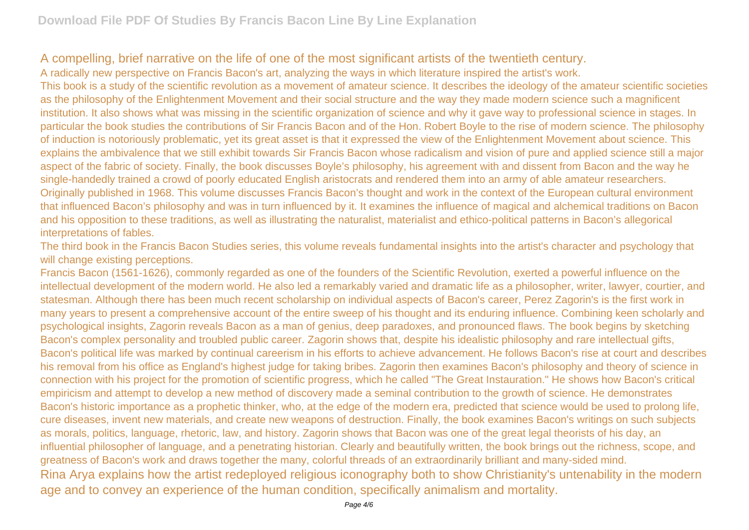A compelling, brief narrative on the life of one of the most significant artists of the twentieth century.

A radically new perspective on Francis Bacon's art, analyzing the ways in which literature inspired the artist's work.

This book is a study of the scientific revolution as a movement of amateur science. It describes the ideology of the amateur scientific societies as the philosophy of the Enlightenment Movement and their social structure and the way they made modern science such a magnificent institution. It also shows what was missing in the scientific organization of science and why it gave way to professional science in stages. In particular the book studies the contributions of Sir Francis Bacon and of the Hon. Robert Boyle to the rise of modern science. The philosophy of induction is notoriously problematic, yet its great asset is that it expressed the view of the Enlightenment Movement about science. This explains the ambivalence that we still exhibit towards Sir Francis Bacon whose radicalism and vision of pure and applied science still a major aspect of the fabric of society. Finally, the book discusses Boyle's philosophy, his agreement with and dissent from Bacon and the way he single-handedly trained a crowd of poorly educated English aristocrats and rendered them into an army of able amateur researchers.

Originally published in 1968. This volume discusses Francis Bacon's thought and work in the context of the European cultural environment that influenced Bacon's philosophy and was in turn influenced by it. It examines the influence of magical and alchemical traditions on Bacon and his opposition to these traditions, as well as illustrating the naturalist, materialist and ethico-political patterns in Bacon's allegorical interpretations of fables.

The third book in the Francis Bacon Studies series, this volume reveals fundamental insights into the artist's character and psychology that will change existing perceptions.

Francis Bacon (1561-1626), commonly regarded as one of the founders of the Scientific Revolution, exerted a powerful influence on the intellectual development of the modern world. He also led a remarkably varied and dramatic life as a philosopher, writer, lawyer, courtier, and statesman. Although there has been much recent scholarship on individual aspects of Bacon's career, Perez Zagorin's is the first work in many years to present a comprehensive account of the entire sweep of his thought and its enduring influence. Combining keen scholarly and psychological insights, Zagorin reveals Bacon as a man of genius, deep paradoxes, and pronounced flaws. The book begins by sketching Bacon's complex personality and troubled public career. Zagorin shows that, despite his idealistic philosophy and rare intellectual gifts, Bacon's political life was marked by continual careerism in his efforts to achieve advancement. He follows Bacon's rise at court and describes his removal from his office as England's highest judge for taking bribes. Zagorin then examines Bacon's philosophy and theory of science in connection with his project for the promotion of scientific progress, which he called "The Great Instauration." He shows how Bacon's critical empiricism and attempt to develop a new method of discovery made a seminal contribution to the growth of science. He demonstrates Bacon's historic importance as a prophetic thinker, who, at the edge of the modern era, predicted that science would be used to prolong life, cure diseases, invent new materials, and create new weapons of destruction. Finally, the book examines Bacon's writings on such subjects as morals, politics, language, rhetoric, law, and history. Zagorin shows that Bacon was one of the great legal theorists of his day, an influential philosopher of language, and a penetrating historian. Clearly and beautifully written, the book brings out the richness, scope, and greatness of Bacon's work and draws together the many, colorful threads of an extraordinarily brilliant and many-sided mind.

Rina Arya explains how the artist redeployed religious iconography both to show Christianity's untenability in the modern age and to convey an experience of the human condition, specifically animalism and mortality.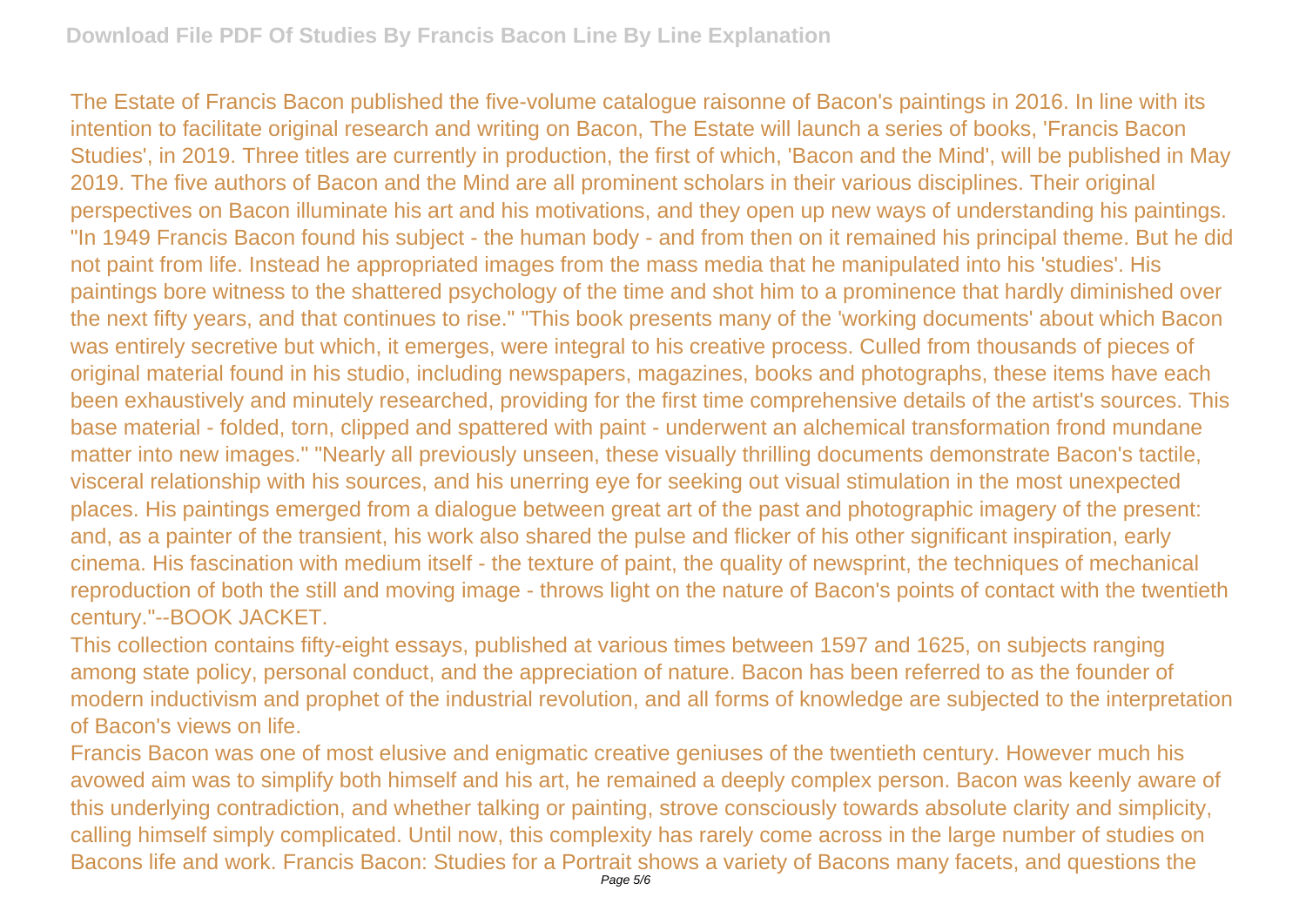The Estate of Francis Bacon published the five-volume catalogue raisonne of Bacon's paintings in 2016. In line with its intention to facilitate original research and writing on Bacon, The Estate will launch a series of books, 'Francis Bacon Studies', in 2019. Three titles are currently in production, the first of which, 'Bacon and the Mind', will be published in May 2019. The five authors of Bacon and the Mind are all prominent scholars in their various disciplines. Their original perspectives on Bacon illuminate his art and his motivations, and they open up new ways of understanding his paintings. "In 1949 Francis Bacon found his subject - the human body - and from then on it remained his principal theme. But he did not paint from life. Instead he appropriated images from the mass media that he manipulated into his 'studies'. His paintings bore witness to the shattered psychology of the time and shot him to a prominence that hardly diminished over the next fifty years, and that continues to rise." "This book presents many of the 'working documents' about which Bacon was entirely secretive but which, it emerges, were integral to his creative process. Culled from thousands of pieces of original material found in his studio, including newspapers, magazines, books and photographs, these items have each been exhaustively and minutely researched, providing for the first time comprehensive details of the artist's sources. This base material - folded, torn, clipped and spattered with paint - underwent an alchemical transformation frond mundane matter into new images." "Nearly all previously unseen, these visually thrilling documents demonstrate Bacon's tactile, visceral relationship with his sources, and his unerring eye for seeking out visual stimulation in the most unexpected places. His paintings emerged from a dialogue between great art of the past and photographic imagery of the present: and, as a painter of the transient, his work also shared the pulse and flicker of his other significant inspiration, early cinema. His fascination with medium itself - the texture of paint, the quality of newsprint, the techniques of mechanical reproduction of both the still and moving image - throws light on the nature of Bacon's points of contact with the twentieth century."--BOOK JACKET.

This collection contains fifty-eight essays, published at various times between 1597 and 1625, on subjects ranging among state policy, personal conduct, and the appreciation of nature. Bacon has been referred to as the founder of modern inductivism and prophet of the industrial revolution, and all forms of knowledge are subjected to the interpretation of Bacon's views on life.

Francis Bacon was one of most elusive and enigmatic creative geniuses of the twentieth century. However much his avowed aim was to simplify both himself and his art, he remained a deeply complex person. Bacon was keenly aware of this underlying contradiction, and whether talking or painting, strove consciously towards absolute clarity and simplicity, calling himself simply complicated. Until now, this complexity has rarely come across in the large number of studies on Bacons life and work. Francis Bacon: Studies for a Portrait shows a variety of Bacons many facets, and questions the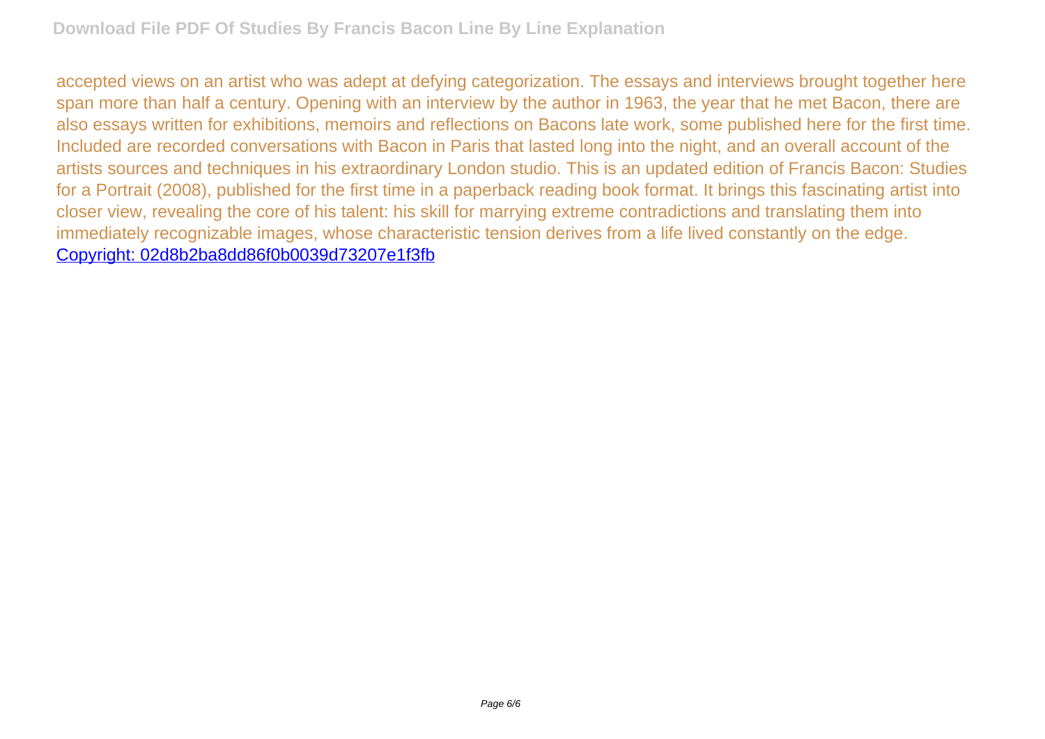accepted views on an artist who was adept at defying categorization. The essays and interviews brought together here span more than half a century. Opening with an interview by the author in 1963, the year that he met Bacon, there are also essays written for exhibitions, memoirs and reflections on Bacons late work, some published here for the first time. Included are recorded conversations with Bacon in Paris that lasted long into the night, and an overall account of the artists sources and techniques in his extraordinary London studio. This is an updated edition of Francis Bacon: Studies for a Portrait (2008), published for the first time in a paperback reading book format. It brings this fascinating artist into closer view, revealing the core of his talent: his skill for marrying extreme contradictions and translating them into immediately recognizable images, whose characteristic tension derives from a life lived constantly on the edge.

Copyright: 02d8b2ba8dd86f0b0039d73207e1f3fb